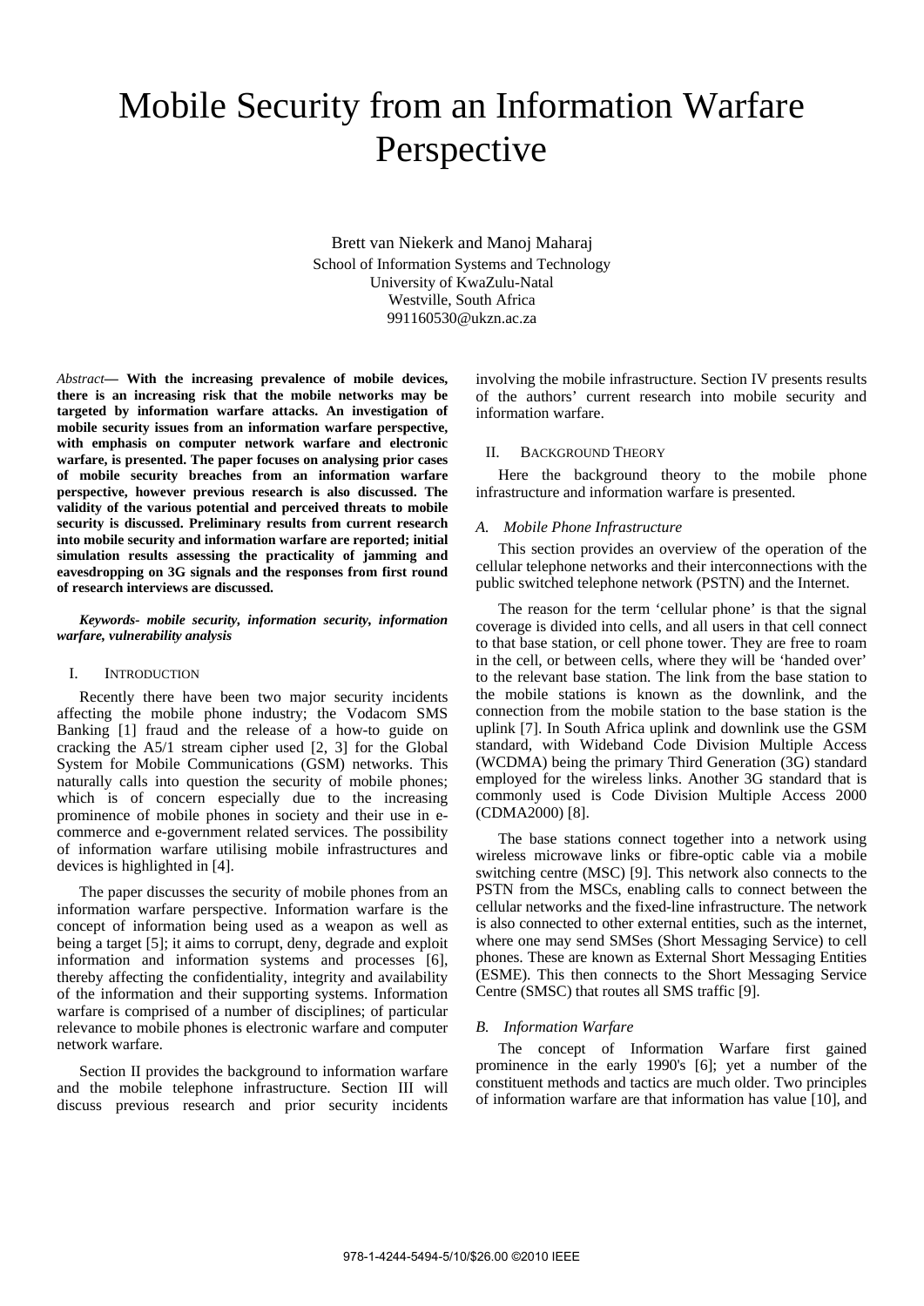# Mobile Security from an Information Warfare Perspective

Brett van Niekerk and Manoj Maharaj
School of Information Systems and Technology
University of KwaZulu-Natal
Westville, South Africa
991160530@ukzn.ac.za

*Abstract*— **With the increasing prevalence of mobile devices, there is an increasing risk that the mobile networks may be targeted by information warfare attacks. An investigation of mobile security issues from an information warfare perspective, with emphasis on computer network warfare and electronic warfare, is presented. The paper focuses on analysing prior cases of mobile security breaches from an information warfare perspective, however previous research is also discussed. The validity of the various potential and perceived threats to mobile security is discussed. Preliminary results from current research into mobile security and information warfare are reported; initial simulation results assessing the practicality of jamming and eavesdropping on 3G signals and the responses from first round of research interviews are discussed.**

***Keywords- mobile security, information security, information warfare, vulnerability analysis***

## I. Introduction

Recently there have been two major security incidents affecting the mobile phone industry; the Vodacom SMS Banking [1] fraud and the release of a how-to guide on cracking the A5/1 stream cipher used [2, 3] for the Global System for Mobile Communications (GSM) networks. This naturally calls into question the security of mobile phones; which is of concern especially due to the increasing prominence of mobile phones in society and their use in e-commerce and e-government related services. The possibility of information warfare utilising mobile infrastructures and devices is highlighted in [4].

The paper discusses the security of mobile phones from an information warfare perspective. Information warfare is the concept of information being used as a weapon as well as being a target [5]; it aims to corrupt, deny, degrade and exploit information and information systems and processes [6], thereby affecting the confidentiality, integrity and availability of the information and their supporting systems. Information warfare is comprised of a number of disciplines; of particular relevance to mobile phones is electronic warfare and computer network warfare.

Section II provides the background to information warfare and the mobile telephone infrastructure. Section III will discuss previous research and prior security incidents involving the mobile infrastructure. Section IV presents results of the authors' current research into mobile security and information warfare.

## II. Background Theory

Here the background theory to the mobile phone infrastructure and information warfare is presented.

### A. Mobile Phone Infrastructure

This section provides an overview of the operation of the cellular telephone networks and their interconnections with the public switched telephone network (PSTN) and the Internet.

The reason for the term 'cellular phone' is that the signal coverage is divided into cells, and all users in that cell connect to that base station, or cell phone tower. They are free to roam in the cell, or between cells, where they will be 'handed over' to the relevant base station. The link from the base station to the mobile stations is known as the downlink, and the connection from the mobile station to the base station is the uplink [7]. In South Africa uplink and downlink use the GSM standard, with Wideband Code Division Multiple Access (WCDMA) being the primary Third Generation (3G) standard employed for the wireless links. Another 3G standard that is commonly used is Code Division Multiple Access 2000 (CDMA2000) [8].

The base stations connect together into a network using wireless microwave links or fibre-optic cable via a mobile switching centre (MSC) [9]. This network also connects to the PSTN from the MSCs, enabling calls to connect between the cellular networks and the fixed-line infrastructure. The network is also connected to other external entities, such as the internet, where one may send SMSes (Short Messaging Service) to cell phones. These are known as External Short Messaging Entities (ESME). This then connects to the Short Messaging Service Centre (SMSC) that routes all SMS traffic [9].

### B. Information Warfare

The concept of Information Warfare first gained prominence in the early 1990's [6]; yet a number of the constituent methods and tactics are much older. Two principles of information warfare are that information has value [10], and

978-1-4244-5494-5/10/$26.00 ©2010 IEEE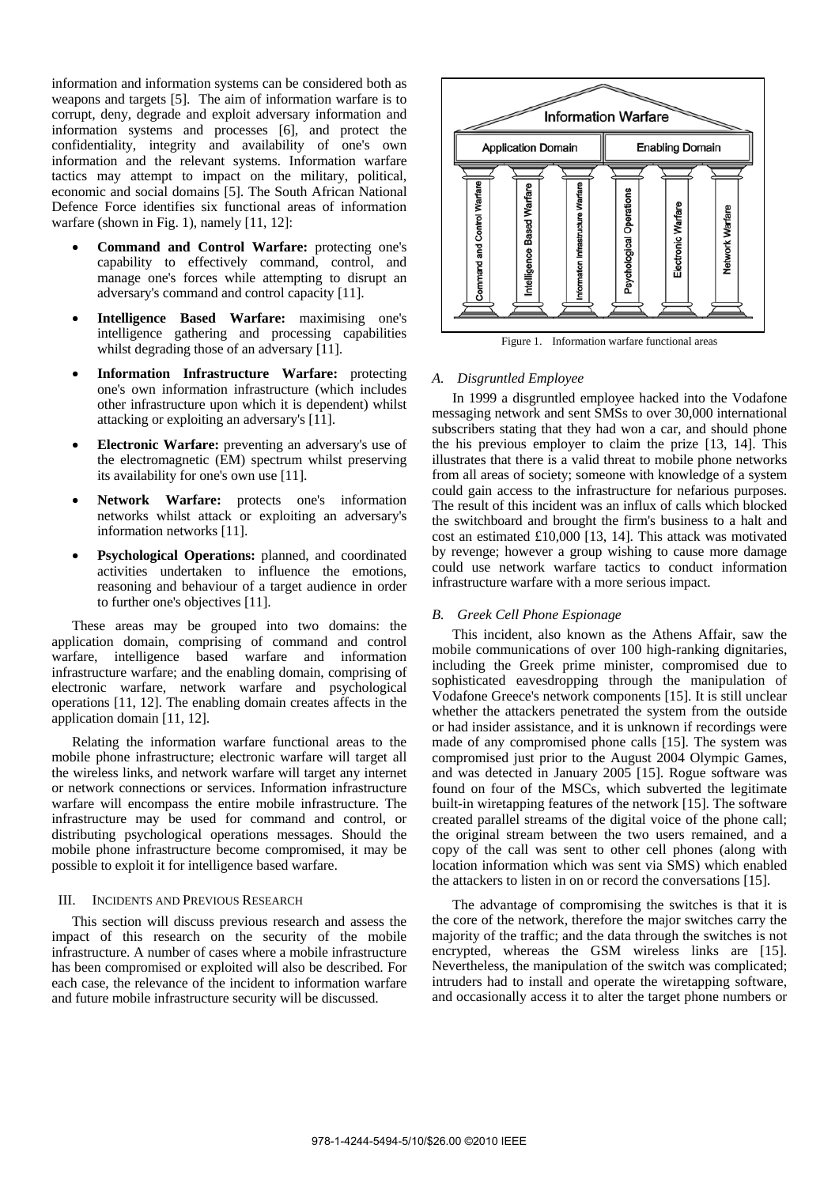information and information systems can be considered both as weapons and targets [5]. The aim of information warfare is to corrupt, deny, degrade and exploit adversary information and information systems and processes [6], and protect the confidentiality, integrity and availability of one's own information and the relevant systems. Information warfare tactics may attempt to impact on the military, political, economic and social domains [5]. The South African National Defence Force identifies six functional areas of information warfare (shown in Fig. 1), namely [11, 12]:

- **Command and Control Warfare:** protecting one's capability to effectively command, control, and manage one's forces while attempting to disrupt an adversary's command and control capacity [11].
- **Intelligence Based Warfare:** maximising one's intelligence gathering and processing capabilities whilst degrading those of an adversary [11].
- **Information Infrastructure Warfare:** protecting one's own information infrastructure (which includes other infrastructure upon which it is dependent) whilst attacking or exploiting an adversary's [11].
- **Electronic Warfare:** preventing an adversary's use of the electromagnetic (EM) spectrum whilst preserving its availability for one's own use [11].
- **Network Warfare:** protects one's information networks whilst attack or exploiting an adversary's information networks [11].
- **Psychological Operations:** planned, and coordinated activities undertaken to influence the emotions, reasoning and behaviour of a target audience in order to further one's objectives [11].

These areas may be grouped into two domains: the application domain, comprising of command and control warfare, intelligence based warfare and information infrastructure warfare; and the enabling domain, comprising of electronic warfare, network warfare and psychological operations [11, 12]. The enabling domain creates affects in the application domain [11, 12].

Relating the information warfare functional areas to the mobile phone infrastructure; electronic warfare will target all the wireless links, and network warfare will target any internet or network connections or services. Information infrastructure warfare will encompass the entire mobile infrastructure. The infrastructure may be used for command and control, or distributing psychological operations messages. Should the mobile phone infrastructure become compromised, it may be possible to exploit it for intelligence based warfare.

## III. Incidents and Previous Research

This section will discuss previous research and assess the impact of this research on the security of the mobile infrastructure. A number of cases where a mobile infrastructure has been compromised or exploited will also be described. For each case, the relevance of the incident to information warfare and future mobile infrastructure security will be discussed.

Information Warfare

Application Domain

Enabling Domain

Command and Control Warfare

Intelligence Based Warfare

Information Infrastructure Warfare

Psychological Operations

Electronic Warfare

Network Warfare

Figure 1. Information warfare functional areas

### *A. Disgruntled Employee*

In 1999 a disgruntled employee hacked into the Vodafone messaging network and sent SMSs to over 30,000 international subscribers stating that they had won a car, and should phone the his previous employer to claim the prize [13, 14]. This illustrates that there is a valid threat to mobile phone networks from all areas of society; someone with knowledge of a system could gain access to the infrastructure for nefarious purposes. The result of this incident was an influx of calls which blocked the switchboard and brought the firm's business to a halt and cost an estimated £10,000 [13, 14]. This attack was motivated by revenge; however a group wishing to cause more damage could use network warfare tactics to conduct information infrastructure warfare with a more serious impact.

### *B. Greek Cell Phone Espionage*

This incident, also known as the Athens Affair, saw the mobile communications of over 100 high-ranking dignitaries, including the Greek prime minister, compromised due to sophisticated eavesdropping through the manipulation of Vodafone Greece's network components [15]. It is still unclear whether the attackers penetrated the system from the outside or had insider assistance, and it is unknown if recordings were made of any compromised phone calls [15]. The system was compromised just prior to the August 2004 Olympic Games, and was detected in January 2005 [15]. Rogue software was found on four of the MSCs, which subverted the legitimate built-in wiretapping features of the network [15]. The software created parallel streams of the digital voice of the phone call; the original stream between the two users remained, and a copy of the call was sent to other cell phones (along with location information which was sent via SMS) which enabled the attackers to listen in on or record the conversations [15].

The advantage of compromising the switches is that it is the core of the network, therefore the major switches carry the majority of the traffic; and the data through the switches is not encrypted, whereas the GSM wireless links are [15]. Nevertheless, the manipulation of the switch was complicated; intruders had to install and operate the wiretapping software, and occasionally access it to alter the target phone numbers or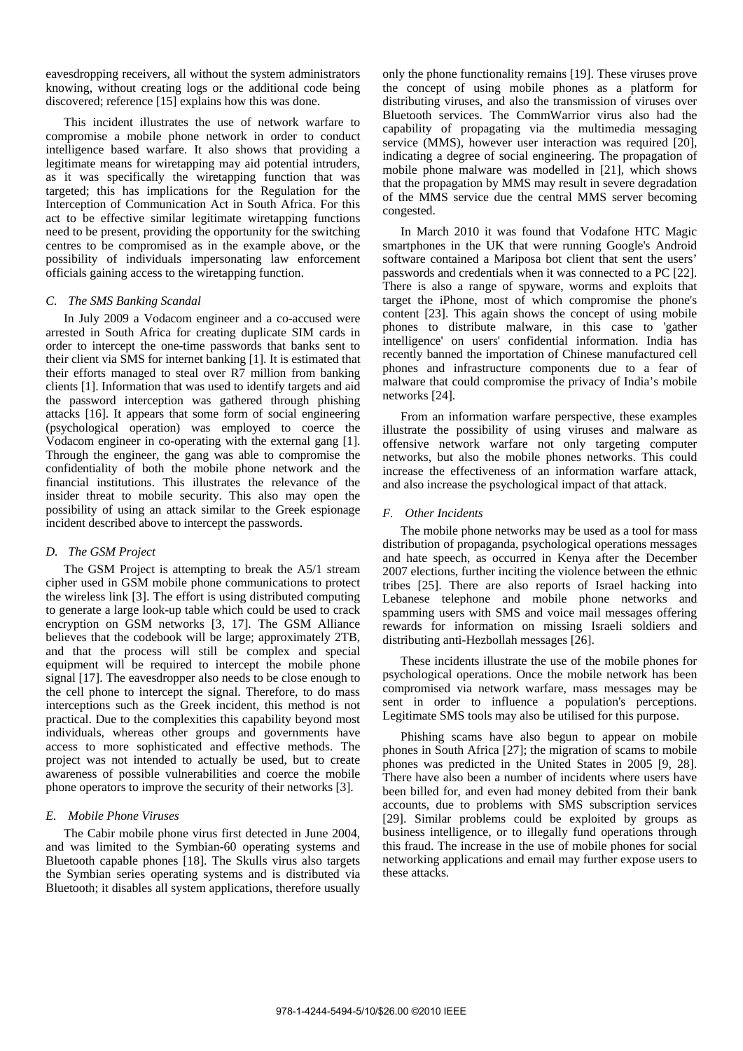eavesdropping receivers, all without the system administrators knowing, without creating logs or the additional code being discovered; reference [15] explains how this was done.

This incident illustrates the use of network warfare to compromise a mobile phone network in order to conduct intelligence based warfare. It also shows that providing a legitimate means for wiretapping may aid potential intruders, as it was specifically the wiretapping function that was targeted; this has implications for the Regulation for the Interception of Communication Act in South Africa. For this act to be effective similar legitimate wiretapping functions need to be present, providing the opportunity for the switching centres to be compromised as in the example above, or the possibility of individuals impersonating law enforcement officials gaining access to the wiretapping function.

### *C. The SMS Banking Scandal*

In July 2009 a Vodacom engineer and a co-accused were arrested in South Africa for creating duplicate SIM cards in order to intercept the one-time passwords that banks sent to their client via SMS for internet banking [1]. It is estimated that their efforts managed to steal over R7 million from banking clients [1]. Information that was used to identify targets and aid the password interception was gathered through phishing attacks [16]. It appears that some form of social engineering (psychological operation) was employed to coerce the Vodacom engineer in co-operating with the external gang [1]. Through the engineer, the gang was able to compromise the confidentiality of both the mobile phone network and the financial institutions. This illustrates the relevance of the insider threat to mobile security. This also may open the possibility of using an attack similar to the Greek espionage incident described above to intercept the passwords.

### *D. The GSM Project*

The GSM Project is attempting to break the A5/1 stream cipher used in GSM mobile phone communications to protect the wireless link [3]. The effort is using distributed computing to generate a large look-up table which could be used to crack encryption on GSM networks [3, 17]. The GSM Alliance believes that the codebook will be large; approximately 2TB, and that the process will still be complex and special equipment will be required to intercept the mobile phone signal [17]. The eavesdropper also needs to be close enough to the cell phone to intercept the signal. Therefore, to do mass interceptions such as the Greek incident, this method is not practical. Due to the complexities this capability beyond most individuals, whereas other groups and governments have access to more sophisticated and effective methods. The project was not intended to actually be used, but to create awareness of possible vulnerabilities and coerce the mobile phone operators to improve the security of their networks [3].

### *E. Mobile Phone Viruses*

The Cabir mobile phone virus first detected in June 2004, and was limited to the Symbian-60 operating systems and Bluetooth capable phones [18]. The Skulls virus also targets the Symbian series operating systems and is distributed via Bluetooth; it disables all system applications, therefore usually only the phone functionality remains [19]. These viruses prove the concept of using mobile phones as a platform for distributing viruses, and also the transmission of viruses over Bluetooth services. The CommWarrior virus also had the capability of propagating via the multimedia messaging service (MMS), however user interaction was required [20], indicating a degree of social engineering. The propagation of mobile phone malware was modelled in [21], which shows that the propagation by MMS may result in severe degradation of the MMS service due the central MMS server becoming congested.

In March 2010 it was found that Vodafone HTC Magic smartphones in the UK that were running Google's Android software contained a Mariposa bot client that sent the users' passwords and credentials when it was connected to a PC [22]. There is also a range of spyware, worms and exploits that target the iPhone, most of which compromise the phone's content [23]. This again shows the concept of using mobile phones to distribute malware, in this case to 'gather intelligence' on users' confidential information. India has recently banned the importation of Chinese manufactured cell phones and infrastructure components due to a fear of malware that could compromise the privacy of India's mobile networks [24].

From an information warfare perspective, these examples illustrate the possibility of using viruses and malware as offensive network warfare not only targeting computer networks, but also the mobile phones networks. This could increase the effectiveness of an information warfare attack, and also increase the psychological impact of that attack.

### *F. Other Incidents*

The mobile phone networks may be used as a tool for mass distribution of propaganda, psychological operations messages and hate speech, as occurred in Kenya after the December 2007 elections, further inciting the violence between the ethnic tribes [25]. There are also reports of Israel hacking into Lebanese telephone and mobile phone networks and spamming users with SMS and voice mail messages offering rewards for information on missing Israeli soldiers and distributing anti-Hezbollah messages [26].

These incidents illustrate the use of the mobile phones for psychological operations. Once the mobile network has been compromised via network warfare, mass messages may be sent in order to influence a population's perceptions. Legitimate SMS tools may also be utilised for this purpose.

Phishing scams have also begun to appear on mobile phones in South Africa [27]; the migration of scams to mobile phones was predicted in the United States in 2005 [9, 28]. There have also been a number of incidents where users have been billed for, and even had money debited from their bank accounts, due to problems with SMS subscription services [29]. Similar problems could be exploited by groups as business intelligence, or to illegally fund operations through this fraud. The increase in the use of mobile phones for social networking applications and email may further expose users to these attacks.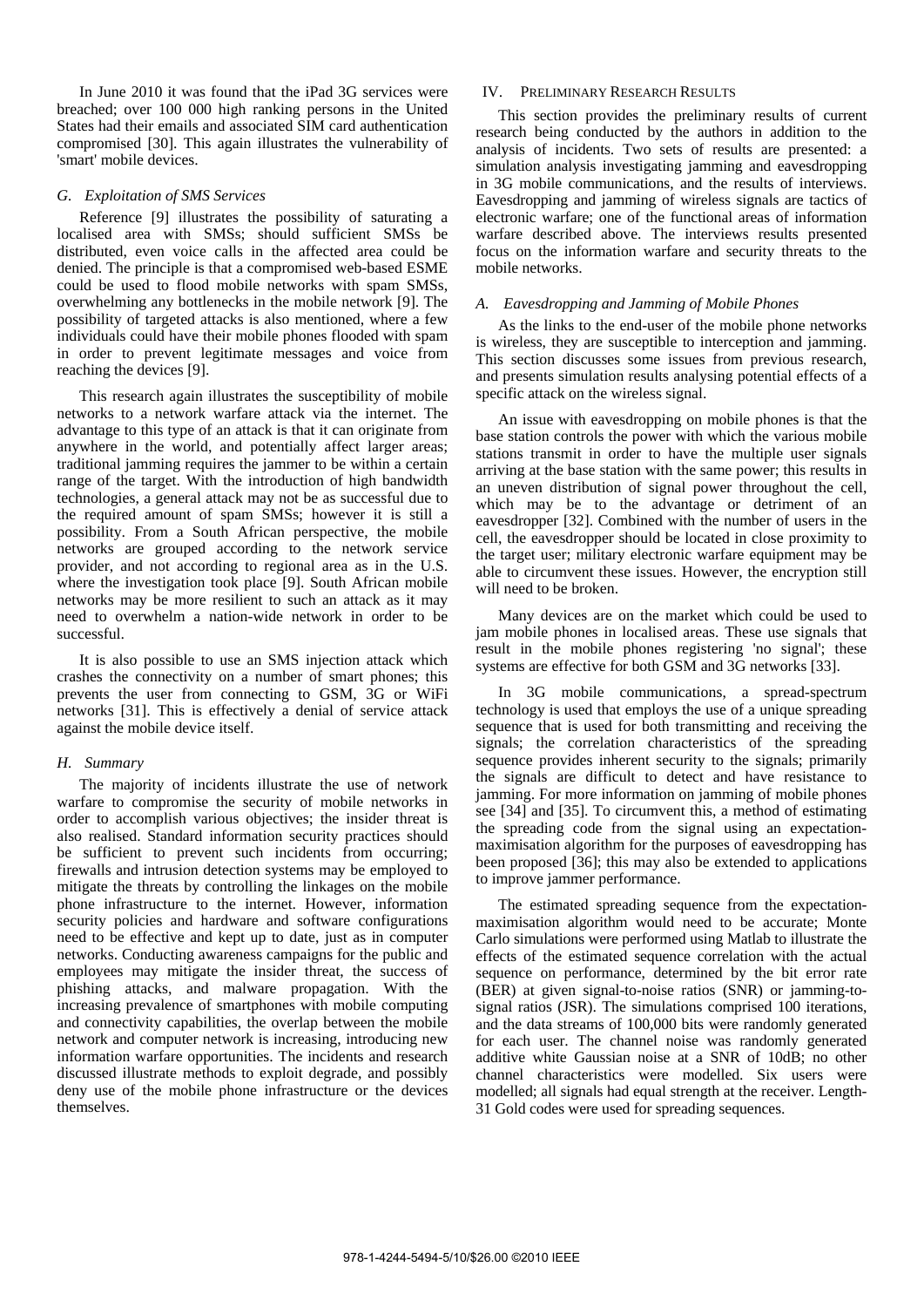In June 2010 it was found that the iPad 3G services were breached; over 100 000 high ranking persons in the United States had their emails and associated SIM card authentication compromised [30]. This again illustrates the vulnerability of 'smart' mobile devices.

### *G. Exploitation of SMS Services*

Reference [9] illustrates the possibility of saturating a localised area with SMSs; should sufficient SMSs be distributed, even voice calls in the affected area could be denied. The principle is that a compromised web-based ESME could be used to flood mobile networks with spam SMSs, overwhelming any bottlenecks in the mobile network [9]. The possibility of targeted attacks is also mentioned, where a few individuals could have their mobile phones flooded with spam in order to prevent legitimate messages and voice from reaching the devices [9].

This research again illustrates the susceptibility of mobile networks to a network warfare attack via the internet. The advantage to this type of an attack is that it can originate from anywhere in the world, and potentially affect larger areas; traditional jamming requires the jammer to be within a certain range of the target. With the introduction of high bandwidth technologies, a general attack may not be as successful due to the required amount of spam SMSs; however it is still a possibility. From a South African perspective, the mobile networks are grouped according to the network service provider, and not according to regional area as in the U.S. where the investigation took place [9]. South African mobile networks may be more resilient to such an attack as it may need to overwhelm a nation-wide network in order to be successful.

It is also possible to use an SMS injection attack which crashes the connectivity on a number of smart phones; this prevents the user from connecting to GSM, 3G or WiFi networks [31]. This is effectively a denial of service attack against the mobile device itself.

### *H. Summary*

The majority of incidents illustrate the use of network warfare to compromise the security of mobile networks in order to accomplish various objectives; the insider threat is also realised. Standard information security practices should be sufficient to prevent such incidents from occurring; firewalls and intrusion detection systems may be employed to mitigate the threats by controlling the linkages on the mobile phone infrastructure to the internet. However, information security policies and hardware and software configurations need to be effective and kept up to date, just as in computer networks. Conducting awareness campaigns for the public and employees may mitigate the insider threat, the success of phishing attacks, and malware propagation. With the increasing prevalence of smartphones with mobile computing and connectivity capabilities, the overlap between the mobile network and computer network is increasing, introducing new information warfare opportunities. The incidents and research discussed illustrate methods to exploit degrade, and possibly deny use of the mobile phone infrastructure or the devices themselves.

## IV. Preliminary Research Results

This section provides the preliminary results of current research being conducted by the authors in addition to the analysis of incidents. Two sets of results are presented: a simulation analysis investigating jamming and eavesdropping in 3G mobile communications, and the results of interviews. Eavesdropping and jamming of wireless signals are tactics of electronic warfare; one of the functional areas of information warfare described above. The interviews results presented focus on the information warfare and security threats to the mobile networks.

### *A. Eavesdropping and Jamming of Mobile Phones*

As the links to the end-user of the mobile phone networks is wireless, they are susceptible to interception and jamming. This section discusses some issues from previous research, and presents simulation results analysing potential effects of a specific attack on the wireless signal.

An issue with eavesdropping on mobile phones is that the base station controls the power with which the various mobile stations transmit in order to have the multiple user signals arriving at the base station with the same power; this results in an uneven distribution of signal power throughout the cell, which may be to the advantage or detriment of an eavesdropper [32]. Combined with the number of users in the cell, the eavesdropper should be located in close proximity to the target user; military electronic warfare equipment may be able to circumvent these issues. However, the encryption still will need to be broken.

Many devices are on the market which could be used to jam mobile phones in localised areas. These use signals that result in the mobile phones registering 'no signal'; these systems are effective for both GSM and 3G networks [33].

In 3G mobile communications, a spread-spectrum technology is used that employs the use of a unique spreading sequence that is used for both transmitting and receiving the signals; the correlation characteristics of the spreading sequence provides inherent security to the signals; primarily the signals are difficult to detect and have resistance to jamming. For more information on jamming of mobile phones see [34] and [35]. To circumvent this, a method of estimating the spreading code from the signal using an expectation-maximisation algorithm for the purposes of eavesdropping has been proposed [36]; this may also be extended to applications to improve jammer performance.

The estimated spreading sequence from the expectation-maximisation algorithm would need to be accurate; Monte Carlo simulations were performed using Matlab to illustrate the effects of the estimated sequence correlation with the actual sequence on performance, determined by the bit error rate (BER) at given signal-to-noise ratios (SNR) or jamming-to-signal ratios (JSR). The simulations comprised 100 iterations, and the data streams of 100,000 bits were randomly generated for each user. The channel noise was randomly generated additive white Gaussian noise at a SNR of 10dB; no other channel characteristics were modelled. Six users were modelled; all signals had equal strength at the receiver. Length-31 Gold codes were used for spreading sequences.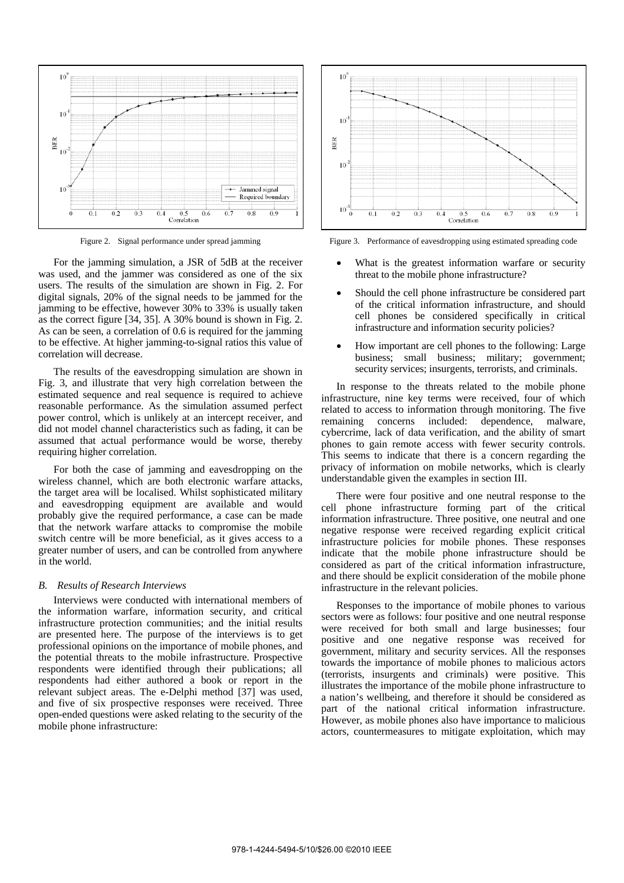$10^0$

$10^{-1}$

BER

$10^{-2}$

$10^{-3}$

0 0.1 0.2 0.3 0.4 0.5 0.6 0.7 0.8 0.9 1

Correlation

Jammed signal

Required boundary

Figure 2. Signal performance under spread jamming

For the jamming simulation, a JSR of 5dB at the receiver was used, and the jammer was considered as one of the six users. The results of the simulation are shown in Fig. 2. For digital signals, 20% of the signal needs to be jammed for the jamming to be effective, however 30% to 33% is usually taken as the correct figure [34, 35]. A 30% bound is shown in Fig. 2. As can be seen, a correlation of 0.6 is required for the jamming to be effective. At higher jamming-to-signal ratios this value of correlation will decrease.

The results of the eavesdropping simulation are shown in Fig. 3, and illustrate that very high correlation between the estimated sequence and real sequence is required to achieve reasonable performance. As the simulation assumed perfect power control, which is unlikely at an intercept receiver, and did not model channel characteristics such as fading, it can be assumed that actual performance would be worse, thereby requiring higher correlation.

For both the case of jamming and eavesdropping on the wireless channel, which are both electronic warfare attacks, the target area will be localised. Whilst sophisticated military and eavesdropping equipment are available and would probably give the required performance, a case can be made that the network warfare attacks to compromise the mobile switch centre will be more beneficial, as it gives access to a greater number of users, and can be controlled from anywhere in the world.

### *B. Results of Research Interviews*

Interviews were conducted with international members of the information warfare, information security, and critical infrastructure protection communities; and the initial results are presented here. The purpose of the interviews is to get professional opinions on the importance of mobile phones, and the potential threats to the mobile infrastructure. Prospective respondents were identified through their publications; all respondents had either authored a book or report in the relevant subject areas. The e-Delphi method [37] was used, and five of six prospective responses were received. Three open-ended questions were asked relating to the security of the mobile phone infrastructure:

$10^0$

$10^{-1}$

BER

$10^{-2}$

$10^{-3}$

0 0.1 0.2 0.3 0.4 0.5 0.6 0.7 0.8 0.9 1

Correlation

Figure 3. Performance of eavesdropping using estimated spreading code

- What is the greatest information warfare or security threat to the mobile phone infrastructure?
- Should the cell phone infrastructure be considered part of the critical information infrastructure, and should cell phones be considered specifically in critical infrastructure and information security policies?
- How important are cell phones to the following: Large business; small business; military; government; security services; insurgents, terrorists, and criminals.

In response to the threats related to the mobile phone infrastructure, nine key terms were received, four of which related to access to information through monitoring. The five remaining concerns included: dependence, malware, cybercrime, lack of data verification, and the ability of smart phones to gain remote access with fewer security controls. This seems to indicate that there is a concern regarding the privacy of information on mobile networks, which is clearly understandable given the examples in section III.

There were four positive and one neutral response to the cell phone infrastructure forming part of the critical information infrastructure. Three positive, one neutral and one negative response were received regarding explicit critical infrastructure policies for mobile phones. These responses indicate that the mobile phone infrastructure should be considered as part of the critical information infrastructure, and there should be explicit consideration of the mobile phone infrastructure in the relevant policies.

Responses to the importance of mobile phones to various sectors were as follows: four positive and one neutral response were received for both small and large businesses; four positive and one negative response was received for government, military and security services. All the responses towards the importance of mobile phones to malicious actors (terrorists, insurgents and criminals) were positive. This illustrates the importance of the mobile phone infrastructure to a nation's wellbeing, and therefore it should be considered as part of the national critical information infrastructure. However, as mobile phones also have importance to malicious actors, countermeasures to mitigate exploitation, which may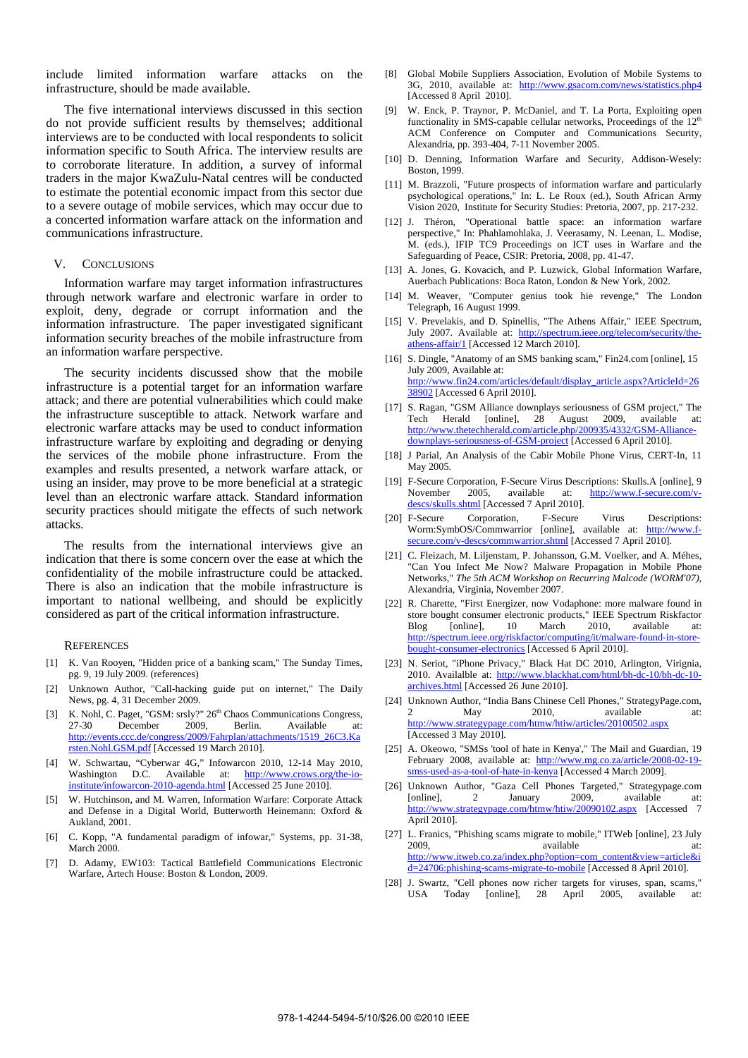include limited information warfare attacks on the infrastructure, should be made available.

The five international interviews discussed in this section do not provide sufficient results by themselves; additional interviews are to be conducted with local respondents to solicit information specific to South Africa. The interview results are to corroborate literature. In addition, a survey of informal traders in the major KwaZulu-Natal centres will be conducted to estimate the potential economic impact from this sector due to a severe outage of mobile services, which may occur due to a concerted information warfare attack on the information and communications infrastructure.

## V. CONCLUSIONS

Information warfare may target information infrastructures through network warfare and electronic warfare in order to exploit, deny, degrade or corrupt information and the information infrastructure. The paper investigated significant information security breaches of the mobile infrastructure from an information warfare perspective.

The security incidents discussed show that the mobile infrastructure is a potential target for an information warfare attack; and there are potential vulnerabilities which could make the infrastructure susceptible to attack. Network warfare and electronic warfare attacks may be used to conduct information infrastructure warfare by exploiting and degrading or denying the services of the mobile phone infrastructure. From the examples and results presented, a network warfare attack, or using an insider, may prove to be more beneficial at a strategic level than an electronic warfare attack. Standard information security practices should mitigate the effects of such network attacks.

The results from the international interviews give an indication that there is some concern over the ease at which the confidentiality of the mobile infrastructure could be attacked. There is also an indication that the mobile infrastructure is important to national wellbeing, and should be explicitly considered as part of the critical information infrastructure.

## REFERENCES

[1] K. Van Rooyen, "Hidden price of a banking scam," The Sunday Times, pg. 9, 19 July 2009. (references)

[2] Unknown Author, "Call-hacking guide put on internet," The Daily News, pg. 4, 31 December 2009.

[3] K. Nohl, C. Paget, "GSM: srsly?" 26th Chaos Communications Congress, 27-30 December 2009, Berlin. Available at: http://events.ccc.de/congress/2009/Fahrplan/attachments/1519_26C3.Karsten.Nohl.GSM.pdf [Accessed 19 March 2010].

[4] W. Schwartau, "Cyberwar 4G," Infowarcon 2010, 12-14 May 2010, Washington D.C. Available at: http://www.crows.org/the-io-institute/infowarcon-2010-agenda.html [Accessed 25 June 2010].

[5] W. Hutchinson, and M. Warren, Information Warfare: Corporate Attack and Defense in a Digital World, Butterworth Heinemann: Oxford & Aukland, 2001.

[6] C. Kopp, "A fundamental paradigm of infowar," Systems, pp. 31-38, March 2000.

[7] D. Adamy, EW103: Tactical Battlefield Communications Electronic Warfare, Artech House: Boston & London, 2009.

[8] Global Mobile Suppliers Association, Evolution of Mobile Systems to 3G, 2010, available at: http://www.gsacom.com/news/statistics.php4 [Accessed 8 April 2010].

[9] W. Enck, P. Traynor, P. McDaniel, and T. La Porta, Exploiting open functionality in SMS-capable cellular networks, Proceedings of the 12th ACM Conference on Computer and Communications Security, Alexandria, pp. 393-404, 7-11 November 2005.

[10] D. Denning, Information Warfare and Security, Addison-Wesely: Boston, 1999.

[11] M. Brazzoli, "Future prospects of information warfare and particularly psychological operations," In: L. Le Roux (ed.), South African Army Vision 2020, Institute for Security Studies: Pretoria, 2007, pp. 217-232.

[12] J. Théron, "Operational battle space: an information warfare perspective," In: Phahlamohlaka, J. Veerasamy, N. Leenan, L. Modise, M. (eds.), IFIP TC9 Proceedings on ICT uses in Warfare and the Safeguarding of Peace, CSIR: Pretoria, 2008, pp. 41-47.

[13] A. Jones, G. Kovacich, and P. Luzwick, Global Information Warfare, Auerbach Publications: Boca Raton, London & New York, 2002.

[14] M. Weaver, "Computer genius took hie revenge," The London Telegraph, 16 August 1999.

[15] V. Prevelakis, and D. Spinellis, "The Athens Affair," IEEE Spectrum, July 2007. Available at: http://spectrum.ieee.org/telecom/security/the-athens-affair/1 [Accessed 12 March 2010].

[16] S. Dingle, "Anatomy of an SMS banking scam," Fin24.com [online], 15 July 2009, Available at: http://www.fin24.com/articles/default/display_article.aspx?ArticleId=2638902 [Accessed 6 April 2010].

[17] S. Ragan, "GSM Alliance downplays seriousness of GSM project," The Tech Herald [online], 28 August 2009, available at: http://www.thetechherald.com/article.php/200935/4332/GSM-Alliance-downplays-seriousness-of-GSM-project [Accessed 6 April 2010].

[18] J Parial, An Analysis of the Cabir Mobile Phone Virus, CERT-In, 11 May 2005.

[19] F-Secure Corporation, F-Secure Virus Descriptions: Skulls.A [online], 9 November 2005, available at: http://www.f-secure.com/v-descs/skulls.shtml [Accessed 7 April 2010].

[20] F-Secure Corporation, F-Secure Virus Descriptions: Worm:SymbOS/Commwarrior [online], available at: http://www.f-secure.com/v-descs/commwarrior.shtml [Accessed 7 April 2010].

[21] C. Fleizach, M. Liljenstam, P. Johansson, G.M. Voelker, and A. Méhes, "Can You Infect Me Now? Malware Propagation in Mobile Phone Networks," *The 5th ACM Workshop on Recurring Malcode (WORM'07)*, Alexandria, Virginia, November 2007.

[22] R. Charette, "First Energizer, now Vodaphone: more malware found in store bought consumer electronic products," IEEE Spectrum Riskfactor Blog [online], 10 March 2010, available at: http://spectrum.ieee.org/riskfactor/computing/it/malware-found-in-store-bought-consumer-electronics [Accessed 6 April 2010].

[23] N. Seriot, "iPhone Privacy," Black Hat DC 2010, Arlington, Virignia, 2010. Availalble at: http://www.blackhat.com/html/bh-dc-10/bh-dc-10-archives.html [Accessed 26 June 2010].

[24] Unknown Author, "India Bans Chinese Cell Phones," StrategyPage.com, 2 May 2010, available at: http://www.strategypage.com/htmw/htiw/articles/20100502.aspx [Accessed 3 May 2010].

[25] A. Okeowo, "SMSs 'tool of hate in Kenya'," The Mail and Guardian, 19 February 2008, available at: http://www.mg.co.za/article/2008-02-19-smss-used-as-a-tool-of-hate-in-kenya [Accessed 4 March 2009].

[26] Unknown Author, "Gaza Cell Phones Targeted," Strategypage.com [online], 2 January 2009, available at: http://www.strategypage.com/htmw/htiw/20090102.aspx [Accessed 7 April 2010].

[27] L. Francis, "Phishing scams migrate to mobile," ITWeb [online], 23 July 2009, available at: http://www.itweb.co.za/index.php?option=com_content&view=article&id=24706:phishing-scams-migrate-to-mobile [Accessed 8 April 2010].

[28] J. Swartz, "Cell phones now richer targets for viruses, span, scams," USA Today [online], 28 April 2005, available at: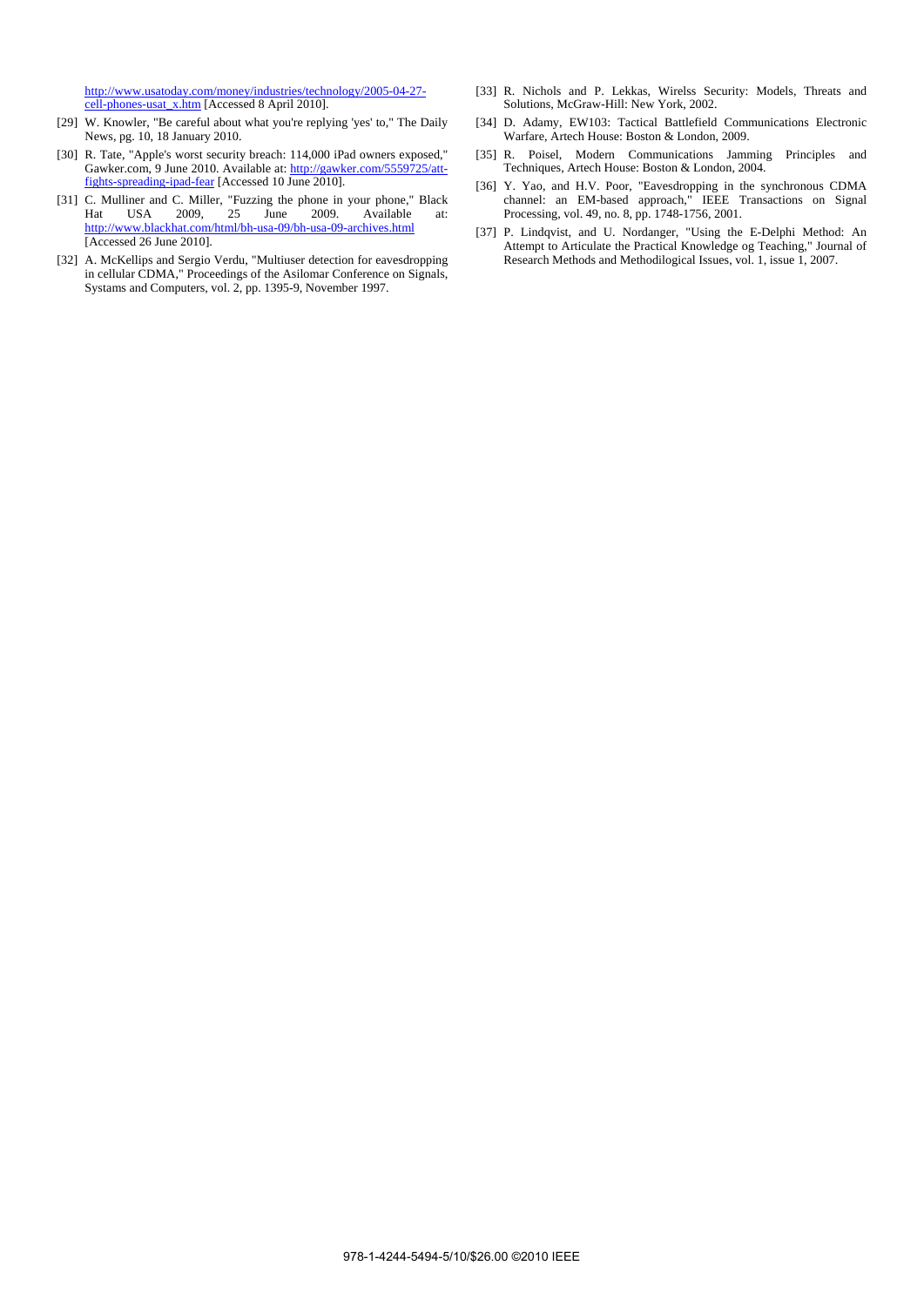http://www.usatoday.com/money/industries/technology/2005-04-27-cell-phones-usat_x.htm [Accessed 8 April 2010].

[29] W. Knowler, "Be careful about what you're replying 'yes' to," The Daily News, pg. 10, 18 January 2010.

[30] R. Tate, "Apple's worst security breach: 114,000 iPad owners exposed," Gawker.com, 9 June 2010. Available at: http://gawker.com/5559725/att-fights-spreading-ipad-fear [Accessed 10 June 2010].

[31] C. Mulliner and C. Miller, "Fuzzing the phone in your phone," Black Hat USA 2009, 25 June 2009. Available at: http://www.blackhat.com/html/bh-usa-09/bh-usa-09-archives.html [Accessed 26 June 2010].

[32] A. McKellips and Sergio Verdu, "Multiuser detection for eavesdropping in cellular CDMA," Proceedings of the Asilomar Conference on Signals, Systems and Computers, vol. 2, pp. 1395-9, November 1997.

[33] R. Nichols and P. Lekkas, Wirelss Security: Models, Threats and Solutions, McGraw-Hill: New York, 2002.

[34] D. Adamy, EW103: Tactical Battlefield Communications Electronic Warfare, Artech House: Boston & London, 2009.

[35] R. Poisel, Modern Communications Jamming Principles and Techniques, Artech House: Boston & London, 2004.

[36] Y. Yao, and H.V. Poor, "Eavesdropping in the synchronous CDMA channel: an EM-based approach," IEEE Transactions on Signal Processing, vol. 49, no. 8, pp. 1748-1756, 2001.

[37] P. Lindqvist, and U. Nordanger, "Using the E-Delphi Method: An Attempt to Articulate the Practical Knowledge og Teaching," Journal of Research Methods and Methodilogical Issues, vol. 1, issue 1, 2007.